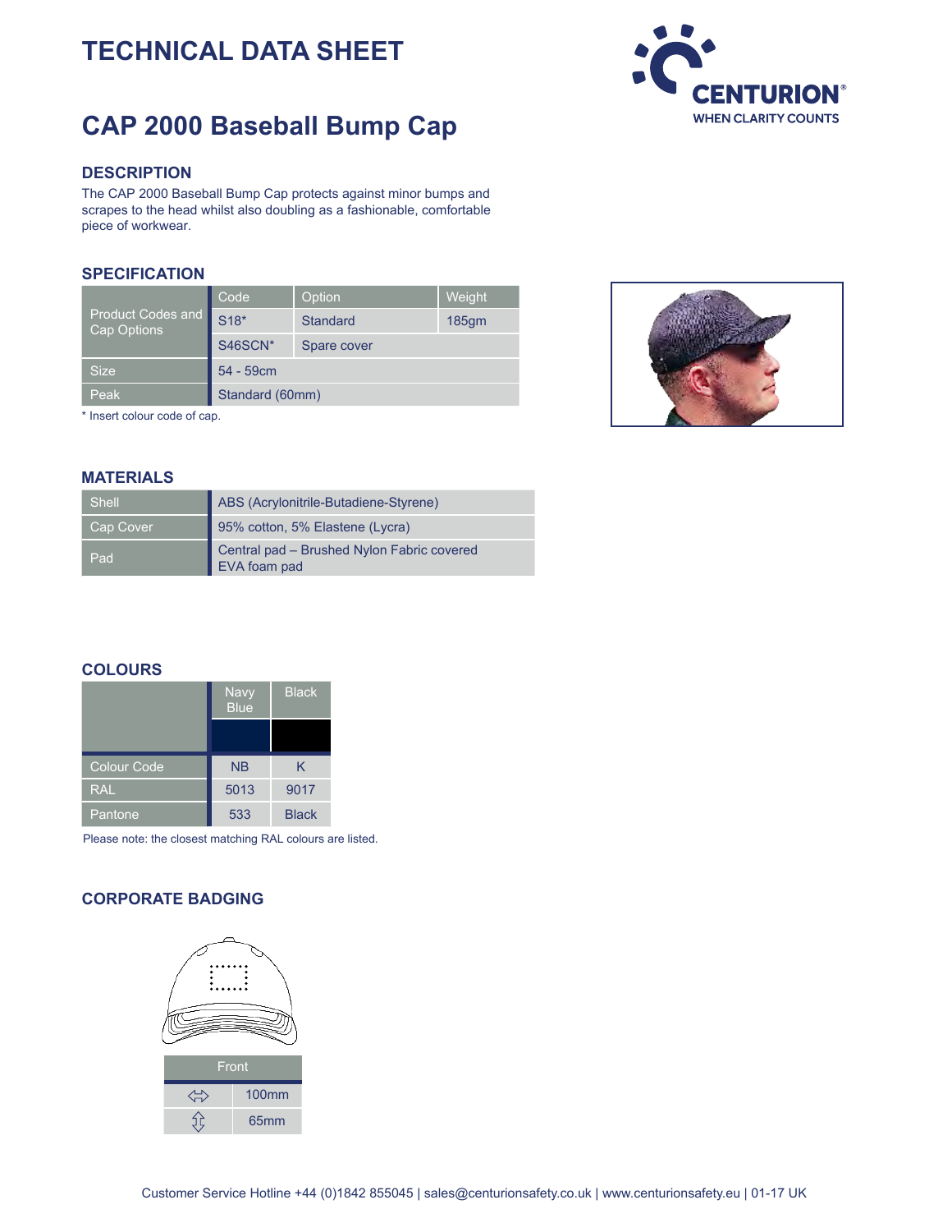# TECHNICAL DATA SHEET

## CAP 2000 Baseball Bump Cap

### DESCRIPTION

The CAP 2000 Baseball Bump Cap protects against minor bumps and scrapes to the head whilst also doubling as a fashionable, comfortable piece of workwear.

### SPECIFICATION

| | Code | Option | Weight |
|---|---|---|---|
| Product Codes and Cap Options | S18* | Standard | 185gm |
| | S46SCN* | Spare cover | |
| Size | 54 - 59cm | | |
| Peak | Standard (60mm) | | |

\* Insert colour code of cap.

### MATERIALS

| | |
|---|---|
| Shell | ABS (Acrylonitrile-Butadiene-Styrene) |
| Cap Cover | 95% cotton, 5% Elastene (Lycra) |
| Pad | Central pad – Brushed Nylon Fabric covered EVA foam pad |

### COLOURS

| | Navy Blue | Black |
|---|---|---|
| Colour Code | NB | K |
| RAL | 5013 | 9017 |
| Pantone | 533 | Black |

Please note: the closest matching RAL colours are listed.

### CORPORATE BADGING

| Front | |
|---|---|
| ⇔ | 100mm |
| ⇕ | 65mm |

Customer Service Hotline +44 (0)1842 855045 | sales@centurionsafety.co.uk | www.centurionsafety.eu | 01-17 UK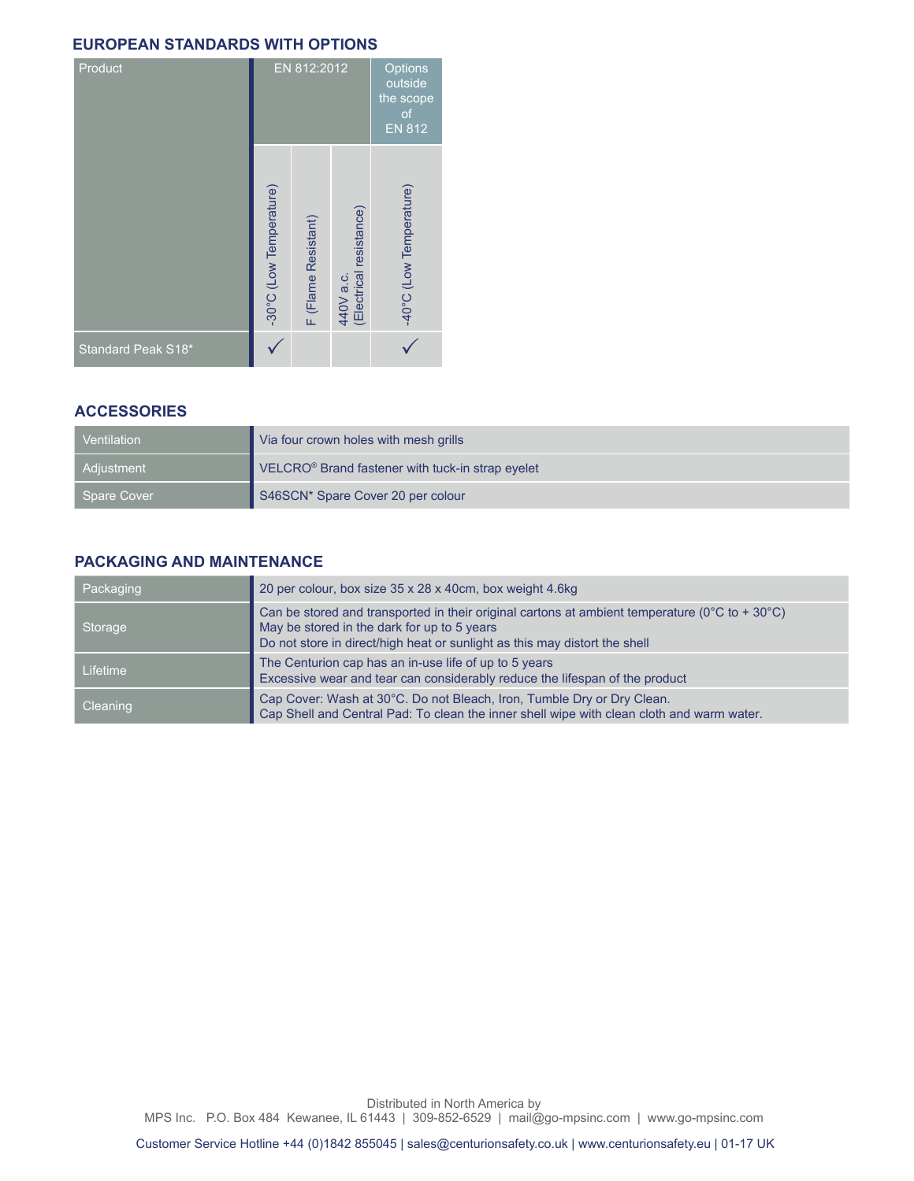## EUROPEAN STANDARDS WITH OPTIONS

| Product | EN 812:2012 | | | Options outside the scope of EN 812 |
|---|---|---|---|---|
| | -30°C (Low Temperature) | F (Flame Resistant) | 440V a.c. (Electrical resistance) | -40°C (Low Temperature) |
| Standard Peak S18* | ✓ | | | ✓ |

## ACCESSORIES

| | |
|---|---|
| Ventilation | Via four crown holes with mesh grills |
| Adjustment | VELCRO® Brand fastener with tuck-in strap eyelet |
| Spare Cover | S46SCN* Spare Cover 20 per colour |

## PACKAGING AND MAINTENANCE

| | |
|---|---|
| Packaging | 20 per colour, box size 35 x 28 x 40cm, box weight 4.6kg |
| Storage | Can be stored and transported in their original cartons at ambient temperature (0°C to + 30°C)<br>May be stored in the dark for up to 5 years<br>Do not store in direct/high heat or sunlight as this may distort the shell |
| Lifetime | The Centurion cap has an in-use life of up to 5 years<br>Excessive wear and tear can considerably reduce the lifespan of the product |
| Cleaning | Cap Cover: Wash at 30°C. Do not Bleach, Iron, Tumble Dry or Dry Clean.<br>Cap Shell and Central Pad: To clean the inner shell wipe with clean cloth and warm water. |

Distributed in North America by
MPS Inc. P.O. Box 484 Kewanee, IL 61443 | 309-852-6529 | mail@go-mpsinc.com | www.go-mpsinc.com

Customer Service Hotline +44 (0)1842 855045 | sales@centurionsafety.co.uk | www.centurionsafety.eu | 01-17 UK